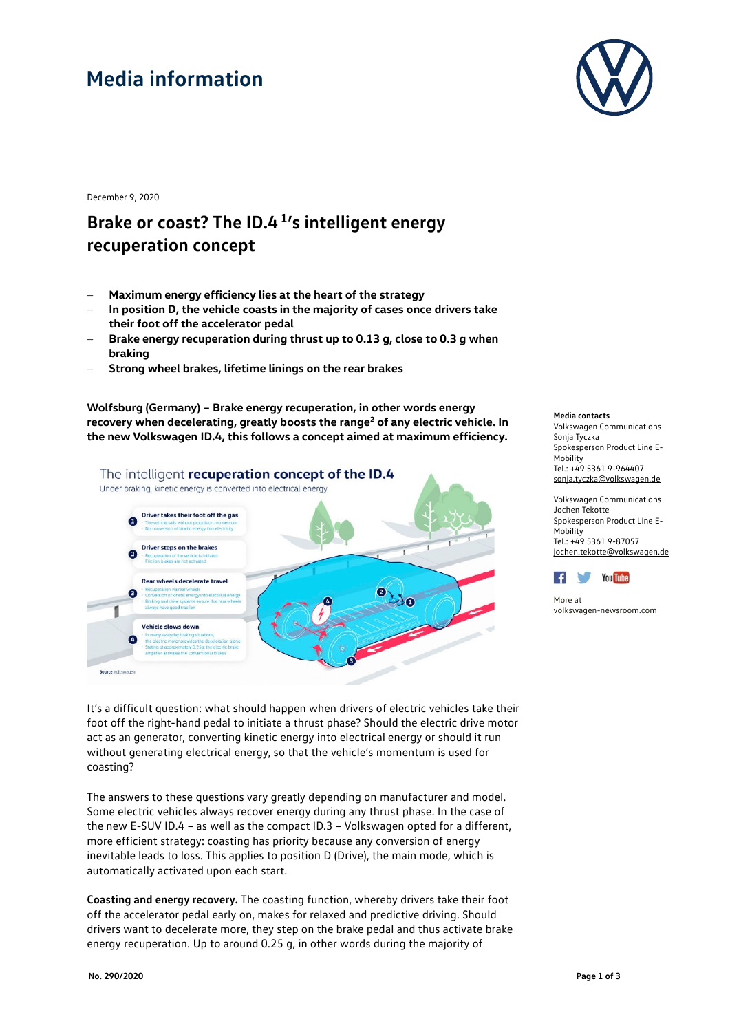# Media information

December 9, 2020

## Brake or coast? The ID.4[1]'s intelligent energy recuperation concept

- **Maximum energy efficiency lies at the heart of the strategy**
- **In position D, the vehicle coasts in the majority of cases once drivers take their foot off the accelerator pedal**
- **Brake energy recuperation during thrust up to 0.13 g, close to 0.3 g when braking**
- **Strong wheel brakes, lifetime linings on the rear brakes**

**Wolfsburg (Germany) – Brake energy recuperation, in other words energy recovery when decelerating, greatly boosts the range[2] of any electric vehicle. In the new Volkswagen ID.4, this follows a concept aimed at maximum efficiency.**

**Media contacts**
Volkswagen Communications
Sonja Tyczka
Spokesperson Product Line E-Mobility
Tel.: +49 5361 9-964407
sonja.tyczka@volkswagen.de

Volkswagen Communications
Jochen Tekotte
Spokesperson Product Line E-Mobility
Tel.: +49 5361 9-87057
jochen.tekotte@volkswagen.de

More at
volkswagen-newsroom.com

It's a difficult question: what should happen when drivers of electric vehicles take their foot off the right-hand pedal to initiate a thrust phase? Should the electric drive motor act as an generator, converting kinetic energy into electrical energy or should it run without generating electrical energy, so that the vehicle's momentum is used for coasting?

The answers to these questions vary greatly depending on manufacturer and model. Some electric vehicles always recover energy during any thrust phase. In the case of the new E-SUV ID.4 – as well as the compact ID.3 – Volkswagen opted for a different, more efficient strategy: coasting has priority because any conversion of energy inevitable leads to loss. This applies to position D (Drive), the main mode, which is automatically activated upon each start.

**Coasting and energy recovery.** The coasting function, whereby drivers take their foot off the accelerator pedal early on, makes for relaxed and predictive driving. Should drivers want to decelerate more, they step on the brake pedal and thus activate brake energy recuperation. Up to around 0.25 g, in other words during the majority of

No. 290/2020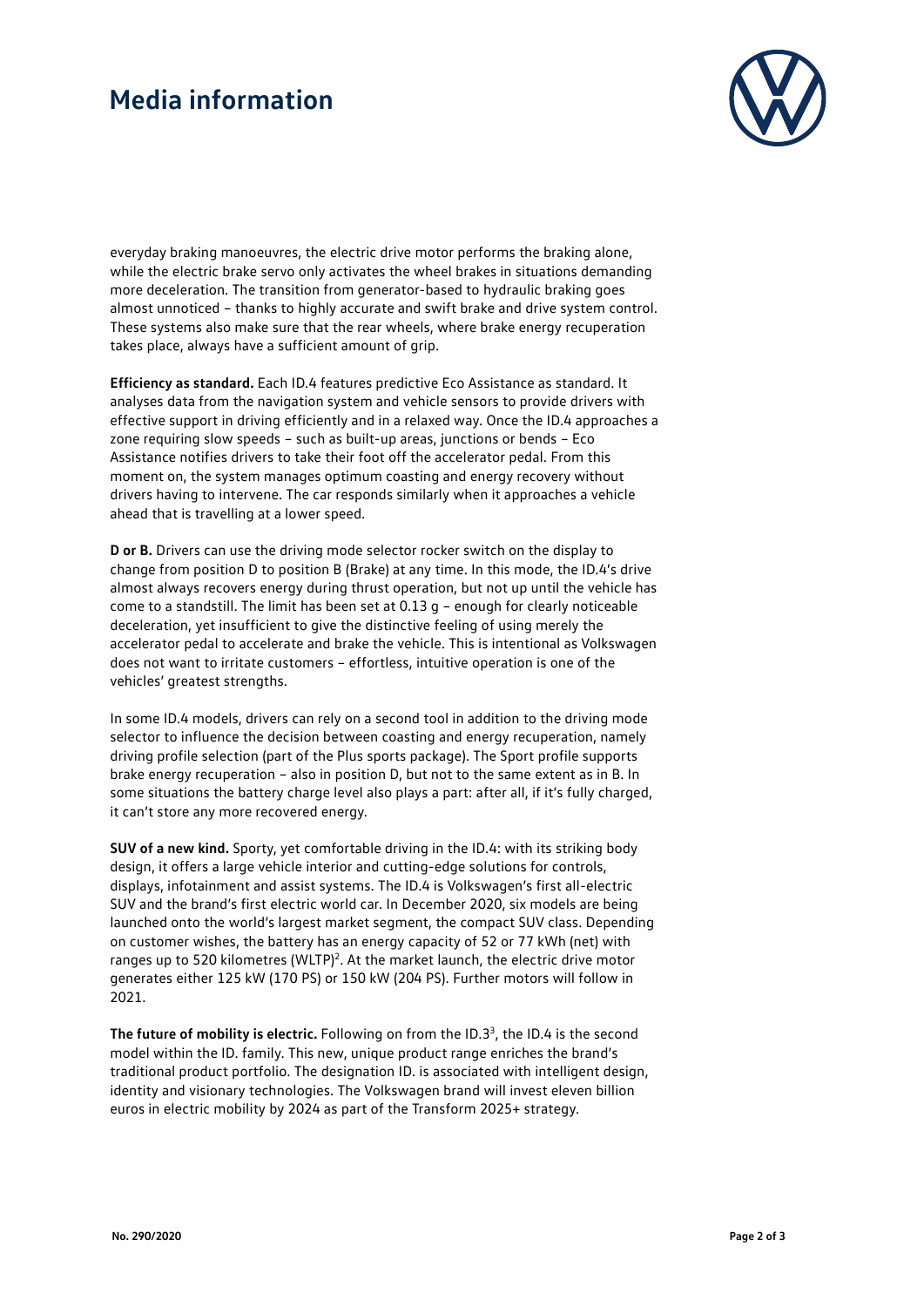everyday braking manoeuvres, the electric drive motor performs the braking alone, while the electric brake servo only activates the wheel brakes in situations demanding more deceleration. The transition from generator-based to hydraulic braking goes almost unnoticed – thanks to highly accurate and swift brake and drive system control. These systems also make sure that the rear wheels, where brake energy recuperation takes place, always have a sufficient amount of grip.

**Efficiency as standard.** Each ID.4 features predictive Eco Assistance as standard. It analyses data from the navigation system and vehicle sensors to provide drivers with effective support in driving efficiently and in a relaxed way. Once the ID.4 approaches a zone requiring slow speeds – such as built-up areas, junctions or bends – Eco Assistance notifies drivers to take their foot off the accelerator pedal. From this moment on, the system manages optimum coasting and energy recovery without drivers having to intervene. The car responds similarly when it approaches a vehicle ahead that is travelling at a lower speed.

**D or B.** Drivers can use the driving mode selector rocker switch on the display to change from position D to position B (Brake) at any time. In this mode, the ID.4's drive almost always recovers energy during thrust operation, but not up until the vehicle has come to a standstill. The limit has been set at 0.13 g – enough for clearly noticeable deceleration, yet insufficient to give the distinctive feeling of using merely the accelerator pedal to accelerate and brake the vehicle. This is intentional as Volkswagen does not want to irritate customers – effortless, intuitive operation is one of the vehicles' greatest strengths.

In some ID.4 models, drivers can rely on a second tool in addition to the driving mode selector to influence the decision between coasting and energy recuperation, namely driving profile selection (part of the Plus sports package). The Sport profile supports brake energy recuperation – also in position D, but not to the same extent as in B. In some situations the battery charge level also plays a part: after all, if it's fully charged, it can't store any more recovered energy.

**SUV of a new kind.** Sporty, yet comfortable driving in the ID.4: with its striking body design, it offers a large vehicle interior and cutting-edge solutions for controls, displays, infotainment and assist systems. The ID.4 is Volkswagen's first all-electric SUV and the brand's first electric world car. In December 2020, six models are being launched onto the world's largest market segment, the compact SUV class. Depending on customer wishes, the battery has an energy capacity of 52 or 77 kWh (net) with ranges up to 520 kilometres (WLTP)[2]. At the market launch, the electric drive motor generates either 125 kW (170 PS) or 150 kW (204 PS). Further motors will follow in 2021.

**The future of mobility is electric.** Following on from the ID.3[3], the ID.4 is the second model within the ID. family. This new, unique product range enriches the brand's traditional product portfolio. The designation ID. is associated with intelligent design, identity and visionary technologies. The Volkswagen brand will invest eleven billion euros in electric mobility by 2024 as part of the Transform 2025+ strategy.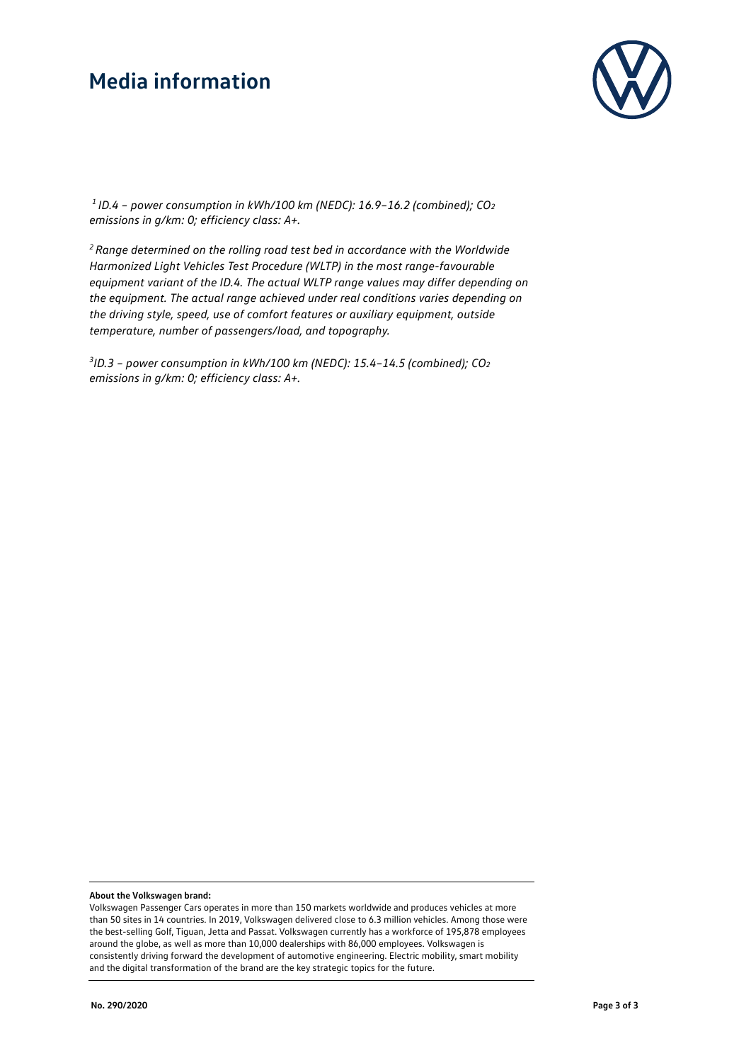[1] *ID.4 – power consumption in kWh/100 km (NEDC): 16.9–16.2 (combined); $CO_2$ emissions in g/km: 0; efficiency class: A+.*

[2] *Range determined on the rolling road test bed in accordance with the Worldwide Harmonized Light Vehicles Test Procedure (WLTP) in the most range-favourable equipment variant of the ID.4. The actual WLTP range values may differ depending on the equipment. The actual range achieved under real conditions varies depending on the driving style, speed, use of comfort features or auxiliary equipment, outside temperature, number of passengers/load, and topography.*

[3] *ID.3 – power consumption in kWh/100 km (NEDC): 15.4–14.5 (combined); $CO_2$ emissions in g/km: 0; efficiency class: A+.*

**About the Volkswagen brand:**

Volkswagen Passenger Cars operates in more than 150 markets worldwide and produces vehicles at more than 50 sites in 14 countries. In 2019, Volkswagen delivered close to 6.3 million vehicles. Among those were the best-selling Golf, Tiguan, Jetta and Passat. Volkswagen currently has a workforce of 195,878 employees around the globe, as well as more than 10,000 dealerships with 86,000 employees. Volkswagen is consistently driving forward the development of automotive engineering. Electric mobility, smart mobility and the digital transformation of the brand are the key strategic topics for the future.

**No. 290/2020**